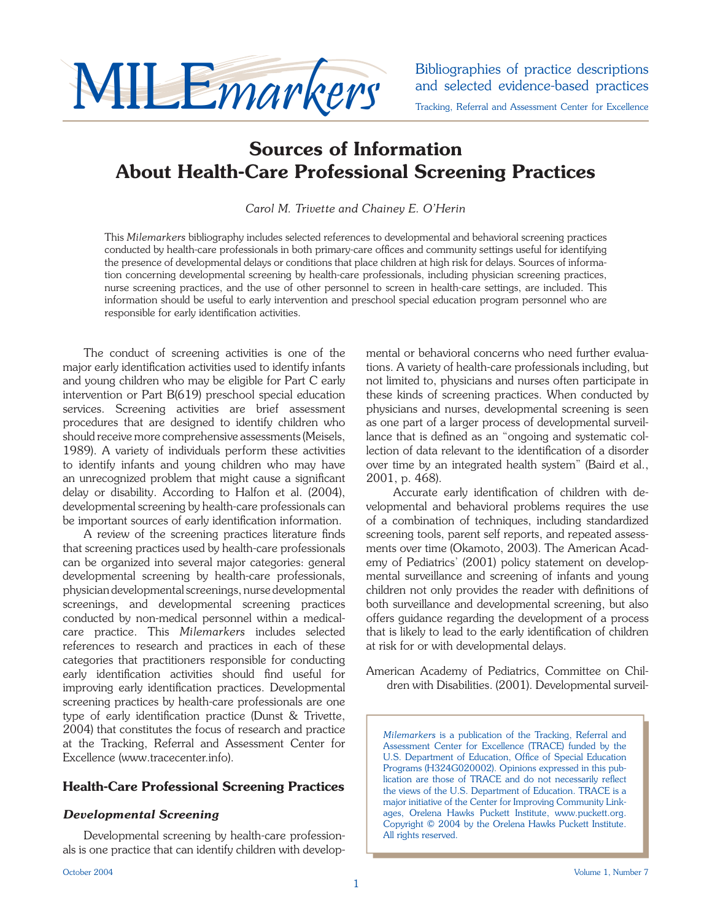# MILE*markers*

Bibliographies of practice descriptions and selected evidence-based practices

Tracking, Referral and Assessment Center for Excellence

# Sources of Information About Health-Care Professional Screening Practices

*Carol M. Trivette and Chainey E. O'Herin*

This *Milemarkers* bibliography includes selected references to developmental and behavioral screening practices conducted by health-care professionals in both primary-care offices and community settings useful for identifying the presence of developmental delays or conditions that place children at high risk for delays. Sources of information concerning developmental screening by health-care professionals, including physician screening practices, nurse screening practices, and the use of other personnel to screen in health-care settings, are included. This information should be useful to early intervention and preschool special education program personnel who are responsible for early identification activities.

The conduct of screening activities is one of the major early identification activities used to identify infants and young children who may be eligible for Part C early intervention or Part B(619) preschool special education services. Screening activities are brief assessment procedures that are designed to identify children who should receive more comprehensive assessments (Meisels, 1989). A variety of individuals perform these activities to identify infants and young children who may have an unrecognized problem that might cause a significant delay or disability. According to Halfon et al. (2004), developmental screening by health-care professionals can be important sources of early identification information.

A review of the screening practices literature finds that screening practices used by health-care professionals can be organized into several major categories: general developmental screening by health-care professionals, physician developmental screenings, nurse developmental screenings, and developmental screening practices conducted by non-medical personnel within a medical-care practice. This *Milemarkers* includes selected references to research and practices in each of these categories that practitioners responsible for conducting early identification activities should find useful for improving early identification practices. Developmental screening practices by health-care professionals are one type of early identification practice (Dunst & Trivette, 2004) that constitutes the focus of research and practice at the Tracking, Referral and Assessment Center for Excellence (www.tracecenter.info).

## Health-Care Professional Screening Practices

### *Developmental Screening*

Developmental screening by health-care professionals is one practice that can identify children with developmental or behavioral concerns who need further evaluations. A variety of health-care professionals including, but not limited to, physicians and nurses often participate in these kinds of screening practices. When conducted by physicians and nurses, developmental screening is seen as one part of a larger process of developmental surveillance that is defined as an "ongoing and systematic collection of data relevant to the identification of a disorder over time by an integrated health system" (Baird et al., 2001, p. 468).

Accurate early identification of children with developmental and behavioral problems requires the use of a combination of techniques, including standardized screening tools, parent self reports, and repeated assessments over time (Okamoto, 2003). The American Academy of Pediatrics' (2001) policy statement on developmental surveillance and screening of infants and young children not only provides the reader with definitions of both surveillance and developmental screening, but also offers guidance regarding the development of a process that is likely to lead to the early identification of children at risk for or with developmental delays.

American Academy of Pediatrics, Committee on Children with Disabilities. (2001). Developmental surveil-

*Milemarkers* is a publication of the Tracking, Referral and Assessment Center for Excellence (TRACE) funded by the U.S. Department of Education, Office of Special Education Programs (H324G020002). Opinions expressed in this publication are those of TRACE and do not necessarily reflect the views of the U.S. Department of Education. TRACE is a major initiative of the Center for Improving Community Linkages, Orelena Hawks Puckett Institute, www.puckett.org. Copyright © 2004 by the Orelena Hawks Puckett Institute. All rights reserved.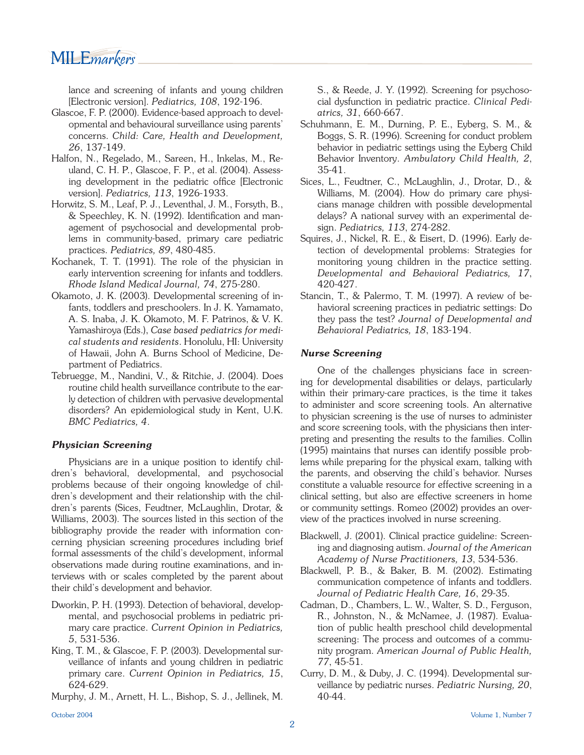lance and screening of infants and young children [Electronic version]. *Pediatrics, 108*, 192-196.

Glascoe, F. P. (2000). Evidence-based approach to developmental and behavioural surveillance using parents' concerns. *Child: Care, Health and Development, 26*, 137-149.

Halfon, N., Regelado, M., Sareen, H., Inkelas, M., Reuland, C. H. P., Glascoe, F. P., et al. (2004). Assessing development in the pediatric office [Electronic version]. *Pediatrics, 113*, 1926-1933.

Horwitz, S. M., Leaf, P. J., Leventhal, J. M., Forsyth, B., & Speechley, K. N. (1992). Identification and management of psychosocial and developmental problems in community-based, primary care pediatric practices. *Pediatrics, 89*, 480-485.

Kochanek, T. T. (1991). The role of the physician in early intervention screening for infants and toddlers. *Rhode Island Medical Journal, 74*, 275-280.

Okamoto, J. K. (2003). Developmental screening of infants, toddlers and preschoolers. In J. K. Yamamato, A. S. Inaba, J. K. Okamoto, M. F. Patrinos, & V. K. Yamashiroya (Eds.), *Case based pediatrics for medical students and residents*. Honolulu, HI: University of Hawaii, John A. Burns School of Medicine, Department of Pediatrics.

Tebruegge, M., Nandini, V., & Ritchie, J. (2004). Does routine child health surveillance contribute to the early detection of children with pervasive developmental disorders? An epidemiological study in Kent, U.K. *BMC Pediatrics, 4*.

### *Physician Screening*

Physicians are in a unique position to identify children's behavioral, developmental, and psychosocial problems because of their ongoing knowledge of children's development and their relationship with the children's parents (Sices, Feudtner, McLaughlin, Drotar, & Williams, 2003). The sources listed in this section of the bibliography provide the reader with information concerning physician screening procedures including brief formal assessments of the child's development, informal observations made during routine examinations, and interviews with or scales completed by the parent about their child's development and behavior.

Dworkin, P. H. (1993). Detection of behavioral, developmental, and psychosocial problems in pediatric primary care practice. *Current Opinion in Pediatrics, 5*, 531-536.

King, T. M., & Glascoe, F. P. (2003). Developmental surveillance of infants and young children in pediatric primary care. *Current Opinion in Pediatrics, 15*, 624-629.

Murphy, J. M., Arnett, H. L., Bishop, S. J., Jellinek, M. S., & Reede, J. Y. (1992). Screening for psychosocial dysfunction in pediatric practice. *Clinical Pediatrics, 31*, 660-667.

Schuhmann, E. M., Durning, P. E., Eyberg, S. M., & Boggs, S. R. (1996). Screening for conduct problem behavior in pediatric settings using the Eyberg Child Behavior Inventory. *Ambulatory Child Health, 2*, 35-41.

Sices, L., Feudtner, C., McLaughlin, J., Drotar, D., & Williams, M. (2004). How do primary care physicians manage children with possible developmental delays? A national survey with an experimental design. *Pediatrics, 113*, 274-282.

Squires, J., Nickel, R. E., & Eisert, D. (1996). Early detection of developmental problems: Strategies for monitoring young children in the practice setting. *Developmental and Behavioral Pediatrics, 17*, 420-427.

Stancin, T., & Palermo, T. M. (1997). A review of behavioral screening practices in pediatric settings: Do they pass the test? *Journal of Developmental and Behavioral Pediatrics, 18*, 183-194.

### *Nurse Screening*

One of the challenges physicians face in screening for developmental disabilities or delays, particularly within their primary-care practices, is the time it takes to administer and score screening tools. An alternative to physician screening is the use of nurses to administer and score screening tools, with the physicians then interpreting and presenting the results to the families. Collin (1995) maintains that nurses can identify possible problems while preparing for the physical exam, talking with the parents, and observing the child's behavior. Nurses constitute a valuable resource for effective screening in a clinical setting, but also are effective screeners in home or community settings. Romeo (2002) provides an overview of the practices involved in nurse screening.

Blackwell, J. (2001). Clinical practice guideline: Screening and diagnosing autism. *Journal of the American Academy of Nurse Practitioners, 13*, 534-536.

Blackwell, P. B., & Baker, B. M. (2002). Estimating communication competence of infants and toddlers. *Journal of Pediatric Health Care, 16*, 29-35.

Cadman, D., Chambers, L. W., Walter, S. D., Ferguson, R., Johnston, N., & McNamee, J. (1987). Evaluation of public health preschool child developmental screening: The process and outcomes of a community program. *American Journal of Public Health, 77*, 45-51.

Curry, D. M., & Duby, J. C. (1994). Developmental surveillance by pediatric nurses. *Pediatric Nursing, 20*, 40-44.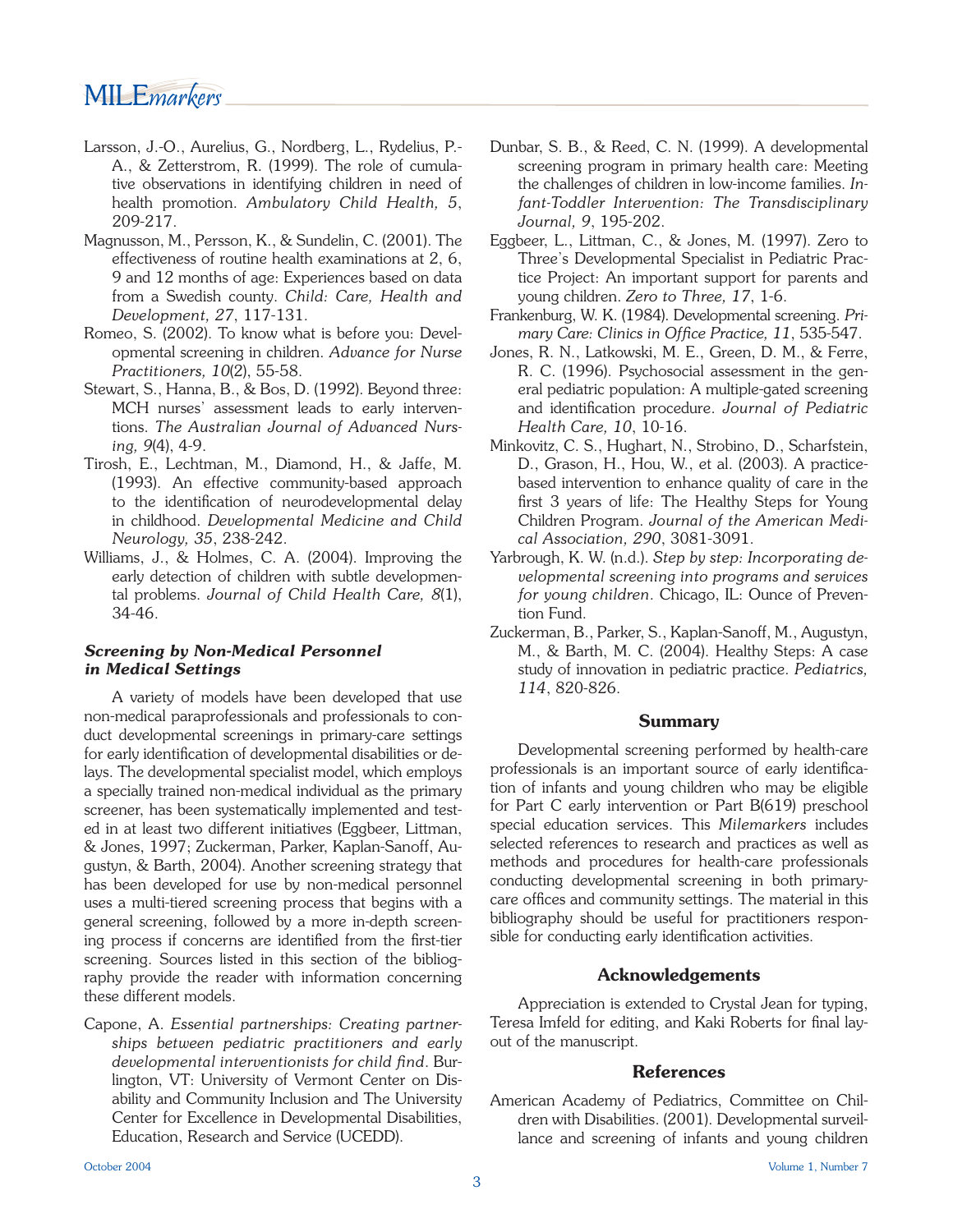Larsson, J.-O., Aurelius, G., Nordberg, L., Rydelius, P.-A., & Zetterstrom, R. (1999). The role of cumulative observations in identifying children in need of health promotion. *Ambulatory Child Health, 5*, 209-217.

Magnusson, M., Persson, K., & Sundelin, C. (2001). The effectiveness of routine health examinations at 2, 6, 9 and 12 months of age: Experiences based on data from a Swedish county. *Child: Care, Health and Development, 27*, 117-131.

Romeo, S. (2002). To know what is before you: Developmental screening in children. *Advance for Nurse Practitioners, 10*(2), 55-58.

Stewart, S., Hanna, B., & Bos, D. (1992). Beyond three: MCH nurses' assessment leads to early interventions. *The Australian Journal of Advanced Nursing, 9*(4), 4-9.

Tirosh, E., Lechtman, M., Diamond, H., & Jaffe, M. (1993). An effective community-based approach to the identification of neurodevelopmental delay in childhood. *Developmental Medicine and Child Neurology, 35*, 238-242.

Williams, J., & Holmes, C. A. (2004). Improving the early detection of children with subtle developmental problems. *Journal of Child Health Care, 8*(1), 34-46.

### *Screening by Non-Medical Personnel in Medical Settings*

A variety of models have been developed that use non-medical paraprofessionals and professionals to conduct developmental screenings in primary-care settings for early identification of developmental disabilities or delays. The developmental specialist model, which employs a specially trained non-medical individual as the primary screener, has been systematically implemented and tested in at least two different initiatives (Eggbeer, Littman, & Jones, 1997; Zuckerman, Parker, Kaplan-Sanoff, Augustyn, & Barth, 2004). Another screening strategy that has been developed for use by non-medical personnel uses a multi-tiered screening process that begins with a general screening, followed by a more in-depth screening process if concerns are identified from the first-tier screening. Sources listed in this section of the bibliography provide the reader with information concerning these different models.

Capone, A. *Essential partnerships: Creating partnerships between pediatric practitioners and early developmental interventionists for child find*. Burlington, VT: University of Vermont Center on Disability and Community Inclusion and The University Center for Excellence in Developmental Disabilities, Education, Research and Service (UCEDD).

Dunbar, S. B., & Reed, C. N. (1999). A developmental screening program in primary health care: Meeting the challenges of children in low-income families. *Infant-Toddler Intervention: The Transdisciplinary Journal, 9*, 195-202.

Eggbeer, L., Littman, C., & Jones, M. (1997). Zero to Three's Developmental Specialist in Pediatric Practice Project: An important support for parents and young children. *Zero to Three, 17*, 1-6.

Frankenburg, W. K. (1984). Developmental screening. *Primary Care: Clinics in Office Practice, 11*, 535-547.

Jones, R. N., Latkowski, M. E., Green, D. M., & Ferre, R. C. (1996). Psychosocial assessment in the general pediatric population: A multiple-gated screening and identification procedure. *Journal of Pediatric Health Care, 10*, 10-16.

Minkovitz, C. S., Hughart, N., Strobino, D., Scharfstein, D., Grason, H., Hou, W., et al. (2003). A practice-based intervention to enhance quality of care in the first 3 years of life: The Healthy Steps for Young Children Program. *Journal of the American Medical Association, 290*, 3081-3091.

Yarbrough, K. W. (n.d.). *Step by step: Incorporating developmental screening into programs and services for young children*. Chicago, IL: Ounce of Prevention Fund.

Zuckerman, B., Parker, S., Kaplan-Sanoff, M., Augustyn, M., & Barth, M. C. (2004). Healthy Steps: A case study of innovation in pediatric practice. *Pediatrics, 114*, 820-826.

## Summary

Developmental screening performed by health-care professionals is an important source of early identification of infants and young children who may be eligible for Part C early intervention or Part B(619) preschool special education services. This *Milemarkers* includes selected references to research and practices as well as methods and procedures for health-care professionals conducting developmental screening in both primary-care offices and community settings. The material in this bibliography should be useful for practitioners responsible for conducting early identification activities.

## Acknowledgements

Appreciation is extended to Crystal Jean for typing, Teresa Imfeld for editing, and Kaki Roberts for final layout of the manuscript.

## References

American Academy of Pediatrics, Committee on Children with Disabilities. (2001). Developmental surveillance and screening of infants and young children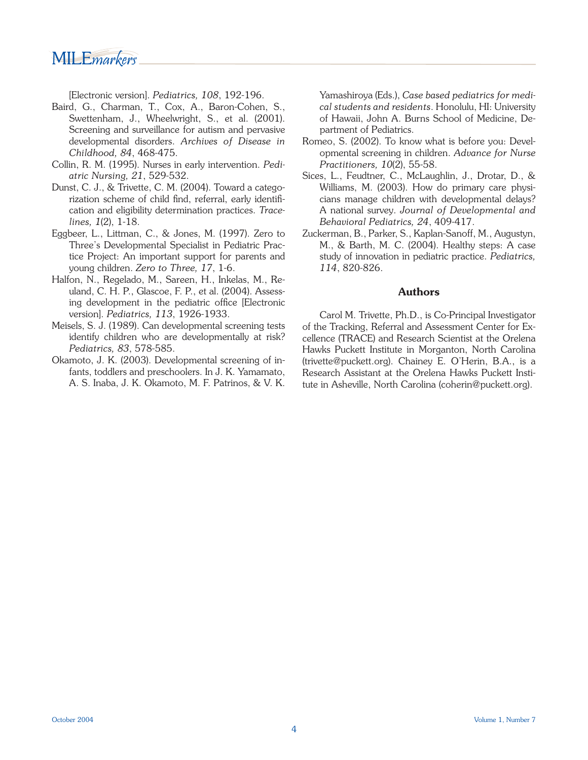[Electronic version]. *Pediatrics, 108*, 192-196.

Baird, G., Charman, T., Cox, A., Baron-Cohen, S., Swettenham, J., Wheelwright, S., et al. (2001). Screening and surveillance for autism and pervasive developmental disorders. *Archives of Disease in Childhood, 84*, 468-475.

Collin, R. M. (1995). Nurses in early intervention. *Pediatric Nursing, 21*, 529-532.

Dunst, C. J., & Trivette, C. M. (2004). Toward a categorization scheme of child find, referral, early identification and eligibility determination practices. *Tracelines, 1*(2), 1-18.

Eggbeer, L., Littman, C., & Jones, M. (1997). Zero to Three's Developmental Specialist in Pediatric Practice Project: An important support for parents and young children. *Zero to Three, 17*, 1-6.

Halfon, N., Regelado, M., Sareen, H., Inkelas, M., Reuland, C. H. P., Glascoe, F. P., et al. (2004). Assessing development in the pediatric office [Electronic version]. *Pediatrics, 113*, 1926-1933.

Meisels, S. J. (1989). Can developmental screening tests identify children who are developmentally at risk? *Pediatrics, 83*, 578-585.

Okamoto, J. K. (2003). Developmental screening of infants, toddlers and preschoolers. In J. K. Yamamato, A. S. Inaba, J. K. Okamoto, M. F. Patrinos, & V. K. Yamashiroya (Eds.), *Case based pediatrics for medical students and residents*. Honolulu, HI: University of Hawaii, John A. Burns School of Medicine, Department of Pediatrics.

Romeo, S. (2002). To know what is before you: Developmental screening in children. *Advance for Nurse Practitioners, 10*(2), 55-58.

Sices, L., Feudtner, C., McLaughlin, J., Drotar, D., & Williams, M. (2003). How do primary care physicians manage children with developmental delays? A national survey. *Journal of Developmental and Behavioral Pediatrics, 24*, 409-417.

Zuckerman, B., Parker, S., Kaplan-Sanoff, M., Augustyn, M., & Barth, M. C. (2004). Healthy steps: A case study of innovation in pediatric practice. *Pediatrics, 114*, 820-826.

## Authors

Carol M. Trivette, Ph.D., is Co-Principal Investigator of the Tracking, Referral and Assessment Center for Excellence (TRACE) and Research Scientist at the Orelena Hawks Puckett Institute in Morganton, North Carolina (trivette@puckett.org). Chainey E. O'Herin, B.A., is a Research Assistant at the Orelena Hawks Puckett Institute in Asheville, North Carolina (coherin@puckett.org).